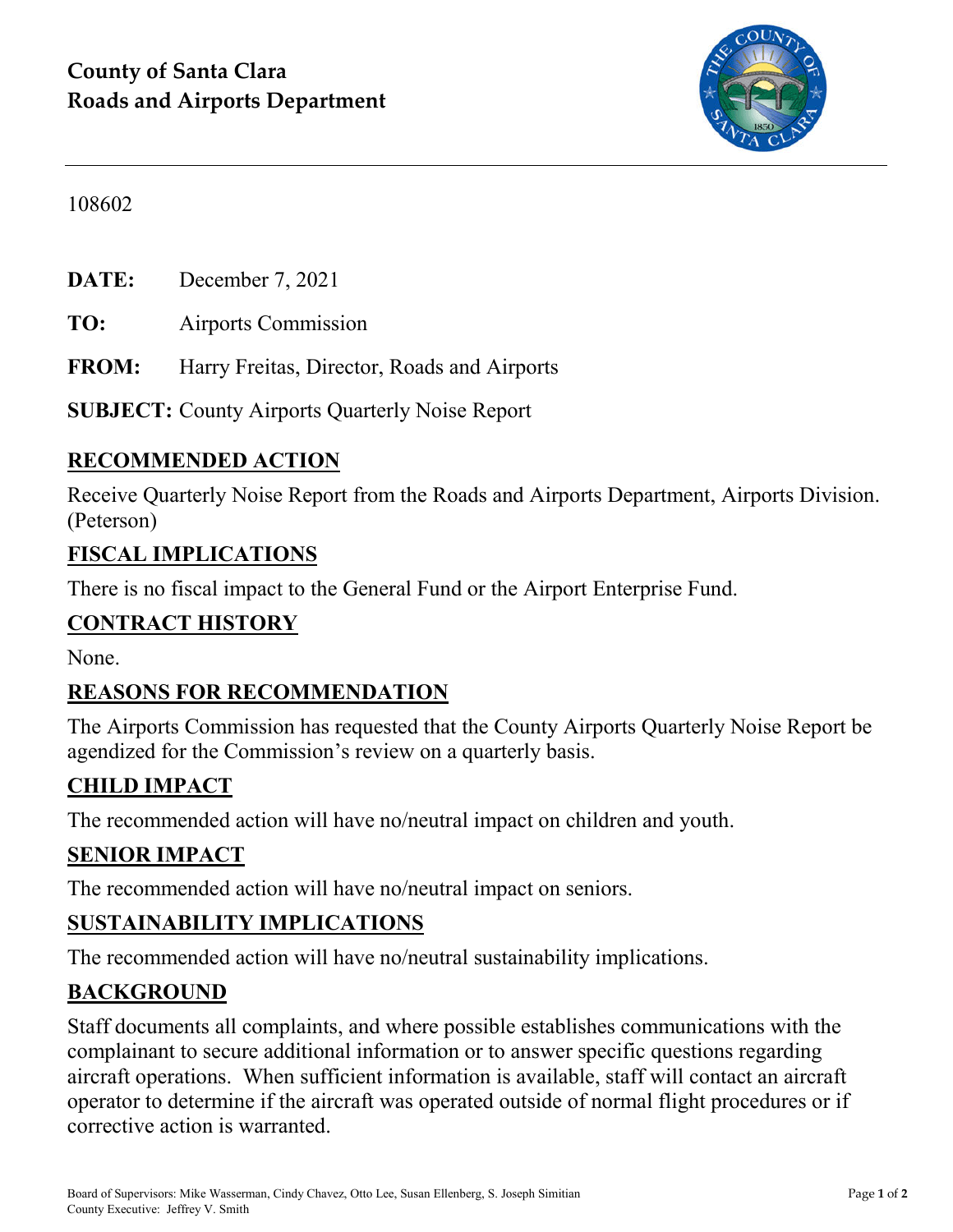# County of Santa Clara
# Roads and Airports Department

108602

**DATE:** December 7, 2021

**TO:** Airports Commission

**FROM:** Harry Freitas, Director, Roads and Airports

**SUBJECT:** County Airports Quarterly Noise Report

## RECOMMENDED ACTION

Receive Quarterly Noise Report from the Roads and Airports Department, Airports Division. (Peterson)

## FISCAL IMPLICATIONS

There is no fiscal impact to the General Fund or the Airport Enterprise Fund.

## CONTRACT HISTORY

None.

## REASONS FOR RECOMMENDATION

The Airports Commission has requested that the County Airports Quarterly Noise Report be agendized for the Commission's review on a quarterly basis.

## CHILD IMPACT

The recommended action will have no/neutral impact on children and youth.

## SENIOR IMPACT

The recommended action will have no/neutral impact on seniors.

## SUSTAINABILITY IMPLICATIONS

The recommended action will have no/neutral sustainability implications.

## BACKGROUND

Staff documents all complaints, and where possible establishes communications with the complainant to secure additional information or to answer specific questions regarding aircraft operations. When sufficient information is available, staff will contact an aircraft operator to determine if the aircraft was operated outside of normal flight procedures or if corrective action is warranted.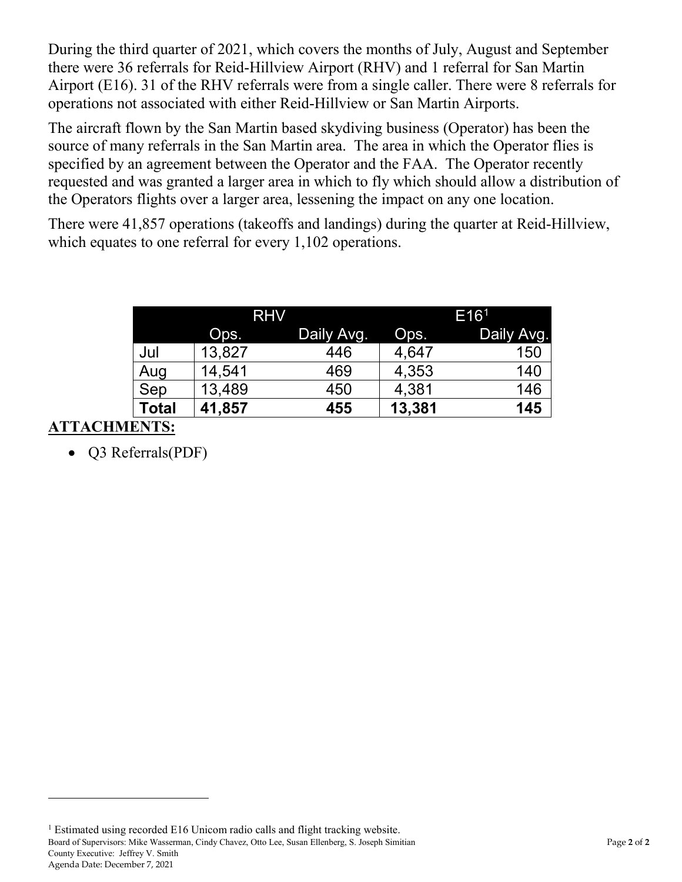During the third quarter of 2021, which covers the months of July, August and September there were 36 referrals for Reid-Hillview Airport (RHV) and 1 referral for San Martin Airport (E16). 31 of the RHV referrals were from a single caller. There were 8 referrals for operations not associated with either Reid-Hillview or San Martin Airports.

The aircraft flown by the San Martin based skydiving business (Operator) has been the source of many referrals in the San Martin area. The area in which the Operator flies is specified by an agreement between the Operator and the FAA. The Operator recently requested and was granted a larger area in which to fly which should allow a distribution of the Operators flights over a larger area, lessening the impact on any one location.

There were 41,857 operations (takeoffs and landings) during the quarter at Reid-Hillview, which equates to one referral for every 1,102 operations.

| | RHV | | E16[1] | |
|---|---|---|---|---|
| | Ops. | Daily Avg. | Ops. | Daily Avg. |
| Jul | 13,827 | 446 | 4,647 | 150 |
| Aug | 14,541 | 469 | 4,353 | 140 |
| Sep | 13,489 | 450 | 4,381 | 146 |
| **Total** | **41,857** | **455** | **13,381** | **145** |

**ATTACHMENTS:**

- Q3 Referrals(PDF)

[1] Estimated using recorded E16 Unicom radio calls and flight tracking website.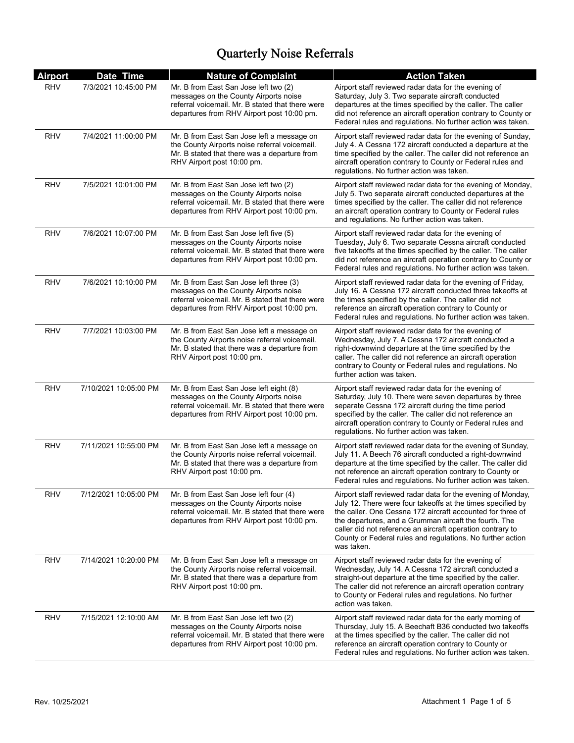# Quarterly Noise Referrals

| Airport | Date Time | Nature of Complaint | Action Taken |
|---|---|---|---|
| RHV | 7/3/2021 10:45:00 PM | Mr. B from East San Jose left two (2) messages on the County Airports noise referral voicemail. Mr. B stated that there were departures from RHV Airport post 10:00 pm. | Airport staff reviewed radar data for the evening of Saturday, July 3. Two separate aircraft conducted departures at the times specified by the caller. The caller did not reference an aircraft operation contrary to County or Federal rules and regulations. No further action was taken. |
| RHV | 7/4/2021 11:00:00 PM | Mr. B from East San Jose left a message on the County Airports noise referral voicemail. Mr. B stated that there was a departure from RHV Airport post 10:00 pm. | Airport staff reviewed radar data for the evening of Sunday, July 4. A Cessna 172 aircraft conducted a departure at the time specified by the caller. The caller did not reference an aircraft operation contrary to County or Federal rules and regulations. No further action was taken. |
| RHV | 7/5/2021 10:01:00 PM | Mr. B from East San Jose left two (2) messages on the County Airports noise referral voicemail. Mr. B stated that there were departures from RHV Airport post 10:00 pm. | Airport staff reviewed radar data for the evening of Monday, July 5. Two separate aircraft conducted departures at the times specified by the caller. The caller did not reference an aircraft operation contrary to County or Federal rules and regulations. No further action was taken. |
| RHV | 7/6/2021 10:07:00 PM | Mr. B from East San Jose left five (5) messages on the County Airports noise referral voicemail. Mr. B stated that there were departures from RHV Airport post 10:00 pm. | Airport staff reviewed radar data for the evening of Tuesday, July 6. Two separate Cessna aircraft conducted five takeoffs at the times specified by the caller. The caller did not reference an aircraft operation contrary to County or Federal rules and regulations. No further action was taken. |
| RHV | 7/6/2021 10:10:00 PM | Mr. B from East San Jose left three (3) messages on the County Airports noise referral voicemail. Mr. B stated that there were departures from RHV Airport post 10:00 pm. | Airport staff reviewed radar data for the evening of Friday, July 16. A Cessna 172 aircraft conducted three takeoffs at the times specified by the caller. The caller did not reference an aircraft operation contrary to County or Federal rules and regulations. No further action was taken. |
| RHV | 7/7/2021 10:03:00 PM | Mr. B from East San Jose left a message on the County Airports noise referral voicemail. Mr. B stated that there was a departure from RHV Airport post 10:00 pm. | Airport staff reviewed radar data for the evening of Wednesday, July 7. A Cessna 172 aircraft conducted a right-downwind departure at the time specified by the caller. The caller did not reference an aircraft operation contrary to County or Federal rules and regulations. No further action was taken. |
| RHV | 7/10/2021 10:05:00 PM | Mr. B from East San Jose left eight (8) messages on the County Airports noise referral voicemail. Mr. B stated that there were departures from RHV Airport post 10:00 pm. | Airport staff reviewed radar data for the evening of Saturday, July 10. There were seven departures by three separate Cessna 172 aircraft during the time period specified by the caller. The caller did not reference an aircraft operation contrary to County or Federal rules and regulations. No further action was taken. |
| RHV | 7/11/2021 10:55:00 PM | Mr. B from East San Jose left a message on the County Airports noise referral voicemail. Mr. B stated that there was a departure from RHV Airport post 10:00 pm. | Airport staff reviewed radar data for the evening of Sunday, July 11. A Beech 76 aircraft conducted a right-downwind departure at the time specified by the caller. The caller did not reference an aircraft operation contrary to County or Federal rules and regulations. No further action was taken. |
| RHV | 7/12/2021 10:05:00 PM | Mr. B from East San Jose left four (4) messages on the County Airports noise referral voicemail. Mr. B stated that there were departures from RHV Airport post 10:00 pm. | Airport staff reviewed radar data for the evening of Monday, July 12. There were four takeoffs at the times specified by the caller. One Cessna 172 aircraft accounted for three of the departures, and a Grumman aircraft the fourth. The caller did not reference an aircraft operation contrary to County or Federal rules and regulations. No further action was taken. |
| RHV | 7/14/2021 10:20:00 PM | Mr. B from East San Jose left a message on the County Airports noise referral voicemail. Mr. B stated that there was a departure from RHV Airport post 10:00 pm. | Airport staff reviewed radar data for the evening of Wednesday, July 14. A Cessna 172 aircraft conducted a straight-out departure at the time specified by the caller. The caller did not reference an aircraft operation contrary to County or Federal rules and regulations. No further action was taken. |
| RHV | 7/15/2021 12:10:00 AM | Mr. B from East San Jose left two (2) messages on the County Airports noise referral voicemail. Mr. B stated that there were departures from RHV Airport post 10:00 pm. | Airport staff reviewed radar data for the early morning of Thursday, July 15. A Beechaft B36 conducted two takeoffs at the times specified by the caller. The caller did not reference an aircraft operation contrary to County or Federal rules and regulations. No further action was taken. |

Rev. 10/25/2021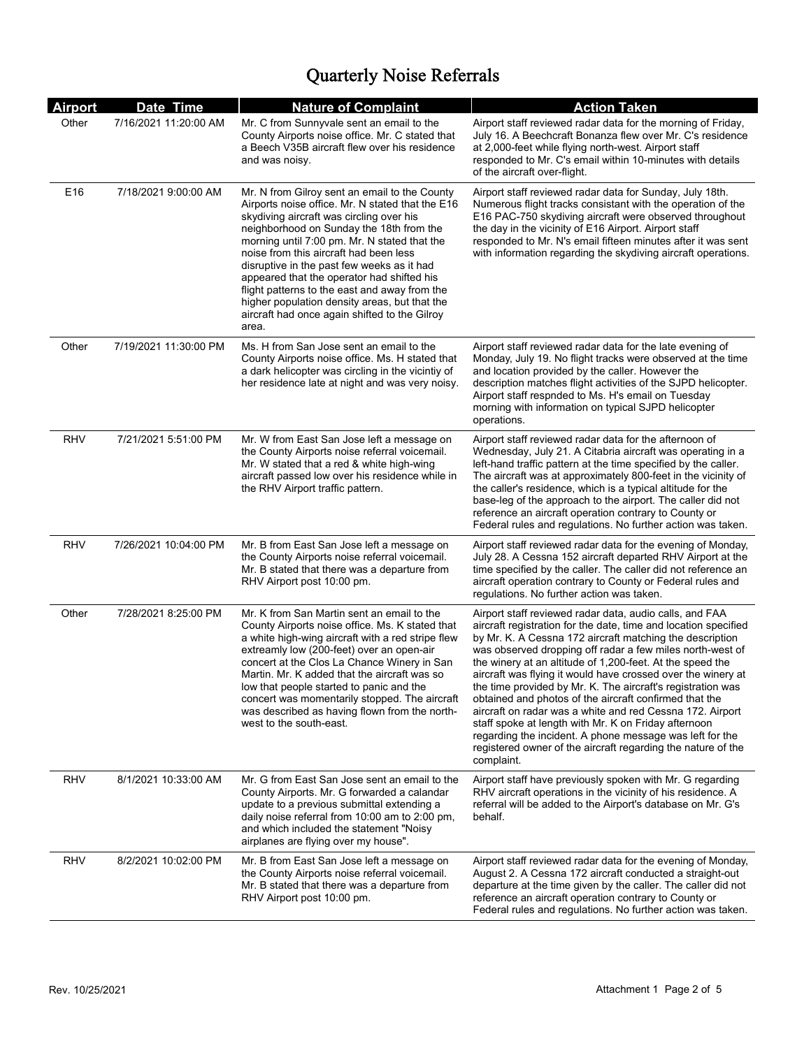# Quarterly Noise Referrals

| Airport | Date Time | Nature of Complaint | Action Taken |
|---|---|---|---|
| Other | 7/16/2021 11:20:00 AM | Mr. C from Sunnyvale sent an email to the County Airports noise office. Mr. C stated that a Beech V35B aircraft flew over his residence and was noisy. | Airport staff reviewed radar data for the morning of Friday, July 16. A Beechcraft Bonanza flew over Mr. C's residence at 2,000-feet while flying north-west. Airport staff responded to Mr. C's email within 10-minutes with details of the aircraft over-flight. |
| E16 | 7/18/2021 9:00:00 AM | Mr. N from Gilroy sent an email to the County Airports noise office. Mr. N stated that the E16 skydiving aircraft was circling over his neighborhood on Sunday the 18th from the morning until 7:00 pm. Mr. N stated that the noise from this aircraft had been less disruptive in the past few weeks as it had appeared that the operator had shifted his flight patterns to the east and away from the higher population density areas, but that the aircraft had once again shifted to the Gilroy area. | Airport staff reviewed radar data for Sunday, July 18th. Numerous flight tracks consistant with the operation of the E16 PAC-750 skydiving aircraft were observed throughout the day in the vicinity of E16 Airport. Airport staff responded to Mr. N's email fifteen minutes after it was sent with information regarding the skydiving aircraft operations. |
| Other | 7/19/2021 11:30:00 PM | Ms. H from San Jose sent an email to the County Airports noise office. Ms. H stated that a dark helicopter was circling in the vicintiy of her residence late at night and was very noisy. | Airport staff reviewed radar data for the late evening of Monday, July 19. No flight tracks were observed at the time and location provided by the caller. However the description matches flight activities of the SJPD helicopter. Airport staff respnded to Ms. H's email on Tuesday morning with information on typical SJPD helicopter operations. |
| RHV | 7/21/2021 5:51:00 PM | Mr. W from East San Jose left a message on the County Airports noise referral voicemail. Mr. W stated that a red & white high-wing aircraft passed low over his residence while in the RHV Airport traffic pattern. | Airport staff reviewed radar data for the afternoon of Wednesday, July 21. A Citabria aircraft was operating in a left-hand traffic pattern at the time specified by the caller. The aircraft was at approximately 800-feet in the vicinity of the caller's residence, which is a typical altitude for the base-leg of the approach to the airport. The caller did not reference an aircraft operation contrary to County or Federal rules and regulations. No further action was taken. |
| RHV | 7/26/2021 10:04:00 PM | Mr. B from East San Jose left a message on the County Airports noise referral voicemail. Mr. B stated that there was a departure from RHV Airport post 10:00 pm. | Airport staff reviewed radar data for the evening of Monday, July 28. A Cessna 152 aircraft departed RHV Airport at the time specified by the caller. The caller did not reference an aircraft operation contrary to County or Federal rules and regulations. No further action was taken. |
| Other | 7/28/2021 8:25:00 PM | Mr. K from San Martin sent an email to the County Airports noise office. Ms. K stated that a white high-wing aircraft with a red stripe flew extreamly low (200-feet) over an open-air concert at the Clos La Chance Winery in San Martin. Mr. K added that the aircraft was so low that people started to panic and the concert was momentarily stopped. The aircraft was described as having flown from the north-west to the south-east. | Airport staff reviewed radar data, audio calls, and FAA aircraft registration for the date, time and location specified by Mr. K. A Cessna 172 aircraft matching the description was observed dropping off radar a few miles north-west of the winery at an altitude of 1,200-feet. At the speed the aircraft was flying it would have crossed over the winery at the time provided by Mr. K. The aircraft's registration was obtained and photos of the aircraft confirmed that the aircraft on radar was a white and red Cessna 172. Airport staff spoke at length with Mr. K on Friday afternoon regarding the incident. A phone message was left for the registered owner of the aircraft regarding the nature of the complaint. |
| RHV | 8/1/2021 10:33:00 AM | Mr. G from East San Jose sent an email to the County Airports. Mr. G forwarded a calandar update to a previous submittal extending a daily noise referral from 10:00 am to 2:00 pm, and which included the statement "Noisy airplanes are flying over my house". | Airport staff have previously spoken with Mr. G regarding RHV aircraft operations in the vicinity of his residence. A referral will be added to the Airport's database on Mr. G's behalf. |
| RHV | 8/2/2021 10:02:00 PM | Mr. B from East San Jose left a message on the County Airports noise referral voicemail. Mr. B stated that there was a departure from RHV Airport post 10:00 pm. | Airport staff reviewed radar data for the evening of Monday, August 2. A Cessna 172 aircraft conducted a straight-out departure at the time given by the caller. The caller did not reference an aircraft operation contrary to County or Federal rules and regulations. No further action was taken. |

Rev. 10/25/2021

Attachment 1 Page 2 of 5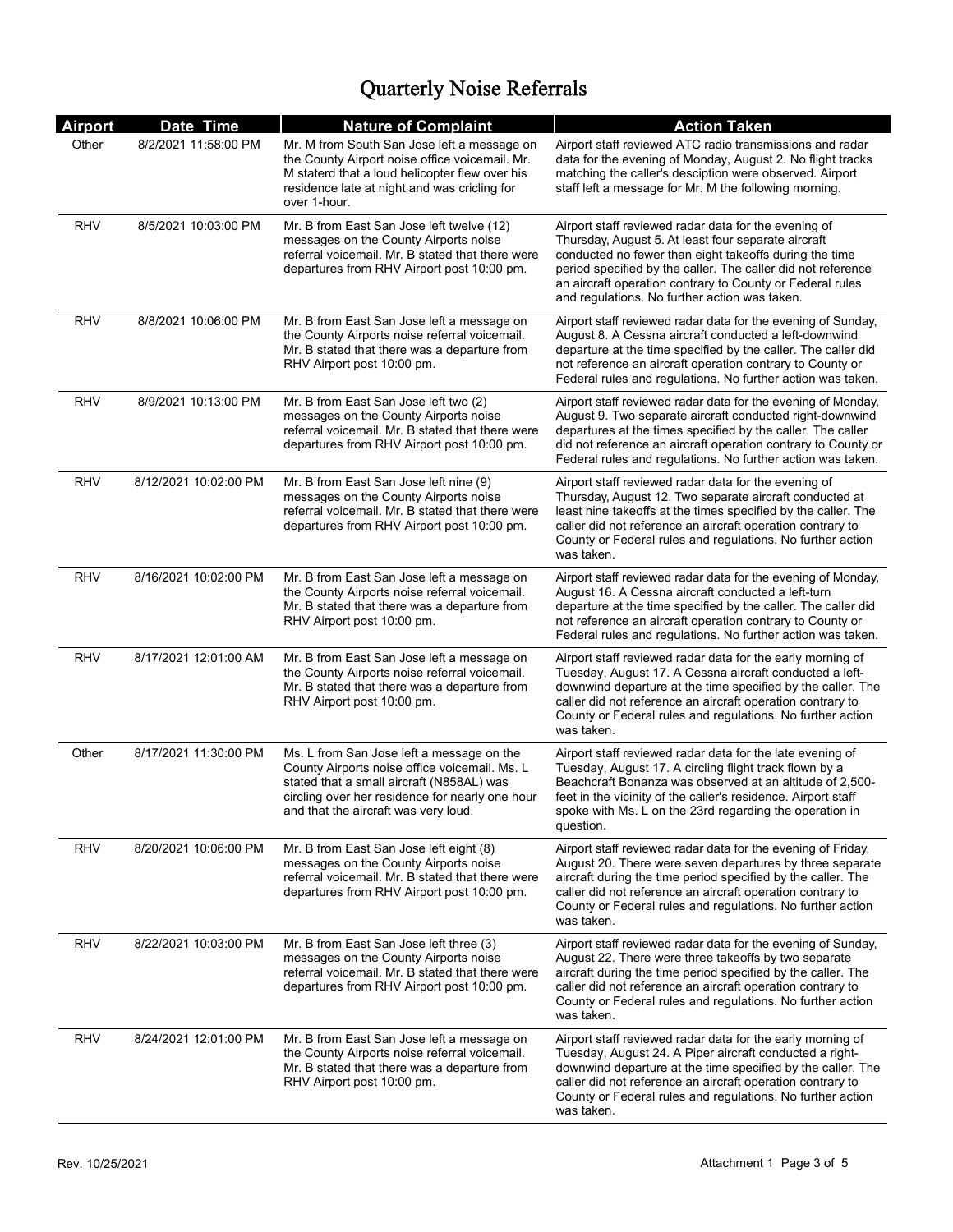# Quarterly Noise Referrals

| Airport | Date Time | Nature of Complaint | Action Taken |
|---|---|---|---|
| Other | 8/2/2021 11:58:00 PM | Mr. M from South San Jose left a message on the County Airport noise office voicemail. Mr. M staterd that a loud helicopter flew over his residence late at night and was cricling for over 1-hour. | Airport staff reviewed ATC radio transmissions and radar data for the evening of Monday, August 2. No flight tracks matching the caller's desciption were observed. Airport staff left a message for Mr. M the following morning. |
| RHV | 8/5/2021 10:03:00 PM | Mr. B from East San Jose left twelve (12) messages on the County Airports noise referral voicemail. Mr. B stated that there were departures from RHV Airport post 10:00 pm. | Airport staff reviewed radar data for the evening of Thursday, August 5. At least four separate aircraft conducted no fewer than eight takeoffs during the time period specified by the caller. The caller did not reference an aircraft operation contrary to County or Federal rules and regulations. No further action was taken. |
| RHV | 8/8/2021 10:06:00 PM | Mr. B from East San Jose left a message on the County Airports noise referral voicemail. Mr. B stated that there was a departure from RHV Airport post 10:00 pm. | Airport staff reviewed radar data for the evening of Sunday, August 8. A Cessna aircraft conducted a left-downwind departure at the time specified by the caller. The caller did not reference an aircraft operation contrary to County or Federal rules and regulations. No further action was taken. |
| RHV | 8/9/2021 10:13:00 PM | Mr. B from East San Jose left two (2) messages on the County Airports noise referral voicemail. Mr. B stated that there were departures from RHV Airport post 10:00 pm. | Airport staff reviewed radar data for the evening of Monday, August 9. Two separate aircraft conducted right-downwind departures at the times specified by the caller. The caller did not reference an aircraft operation contrary to County or Federal rules and regulations. No further action was taken. |
| RHV | 8/12/2021 10:02:00 PM | Mr. B from East San Jose left nine (9) messages on the County Airports noise referral voicemail. Mr. B stated that there were departures from RHV Airport post 10:00 pm. | Airport staff reviewed radar data for the evening of Thursday, August 12. Two separate aircraft conducted at least nine takeoffs at the times specified by the caller. The caller did not reference an aircraft operation contrary to County or Federal rules and regulations. No further action was taken. |
| RHV | 8/16/2021 10:02:00 PM | Mr. B from East San Jose left a message on the County Airports noise referral voicemail. Mr. B stated that there was a departure from RHV Airport post 10:00 pm. | Airport staff reviewed radar data for the evening of Monday, August 16. A Cessna aircraft conducted a left-turn departure at the time specified by the caller. The caller did not reference an aircraft operation contrary to County or Federal rules and regulations. No further action was taken. |
| RHV | 8/17/2021 12:01:00 AM | Mr. B from East San Jose left a message on the County Airports noise referral voicemail. Mr. B stated that there was a departure from RHV Airport post 10:00 pm. | Airport staff reviewed radar data for the early morning of Tuesday, August 17. A Cessna aircraft conducted a left-downwind departure at the time specified by the caller. The caller did not reference an aircraft operation contrary to County or Federal rules and regulations. No further action was taken. |
| Other | 8/17/2021 11:30:00 PM | Ms. L from San Jose left a message on the County Airports noise office voicemail. Ms. L stated that a small aircraft (N858AL) was circling over her residence for nearly one hour and that the aircraft was very loud. | Airport staff reviewed radar data for the late evening of Tuesday, August 17. A circling flight track flown by a Beachcraft Bonanza was observed at an altitude of 2,500-feet in the vicinity of the caller's residence. Airport staff spoke with Ms. L on the 23rd regarding the operation in question. |
| RHV | 8/20/2021 10:06:00 PM | Mr. B from East San Jose left eight (8) messages on the County Airports noise referral voicemail. Mr. B stated that there were departures from RHV Airport post 10:00 pm. | Airport staff reviewed radar data for the evening of Friday, August 20. There were seven departures by three separate aircraft during the time period specified by the caller. The caller did not reference an aircraft operation contrary to County or Federal rules and regulations. No further action was taken. |
| RHV | 8/22/2021 10:03:00 PM | Mr. B from East San Jose left three (3) messages on the County Airports noise referral voicemail. Mr. B stated that there were departures from RHV Airport post 10:00 pm. | Airport staff reviewed radar data for the evening of Sunday, August 22. There were three takeoffs by two separate aircraft during the time period specified by the caller. The caller did not reference an aircraft operation contrary to County or Federal rules and regulations. No further action was taken. |
| RHV | 8/24/2021 12:01:00 PM | Mr. B from East San Jose left a message on the County Airports noise referral voicemail. Mr. B stated that there was a departure from RHV Airport post 10:00 pm. | Airport staff reviewed radar data for the early morning of Tuesday, August 24. A Piper aircraft conducted a right-downwind departure at the time specified by the caller. The caller did not reference an aircraft operation contrary to County or Federal rules and regulations. No further action was taken. |

Rev. 10/25/2021 Attachment 1 Page 3 of 5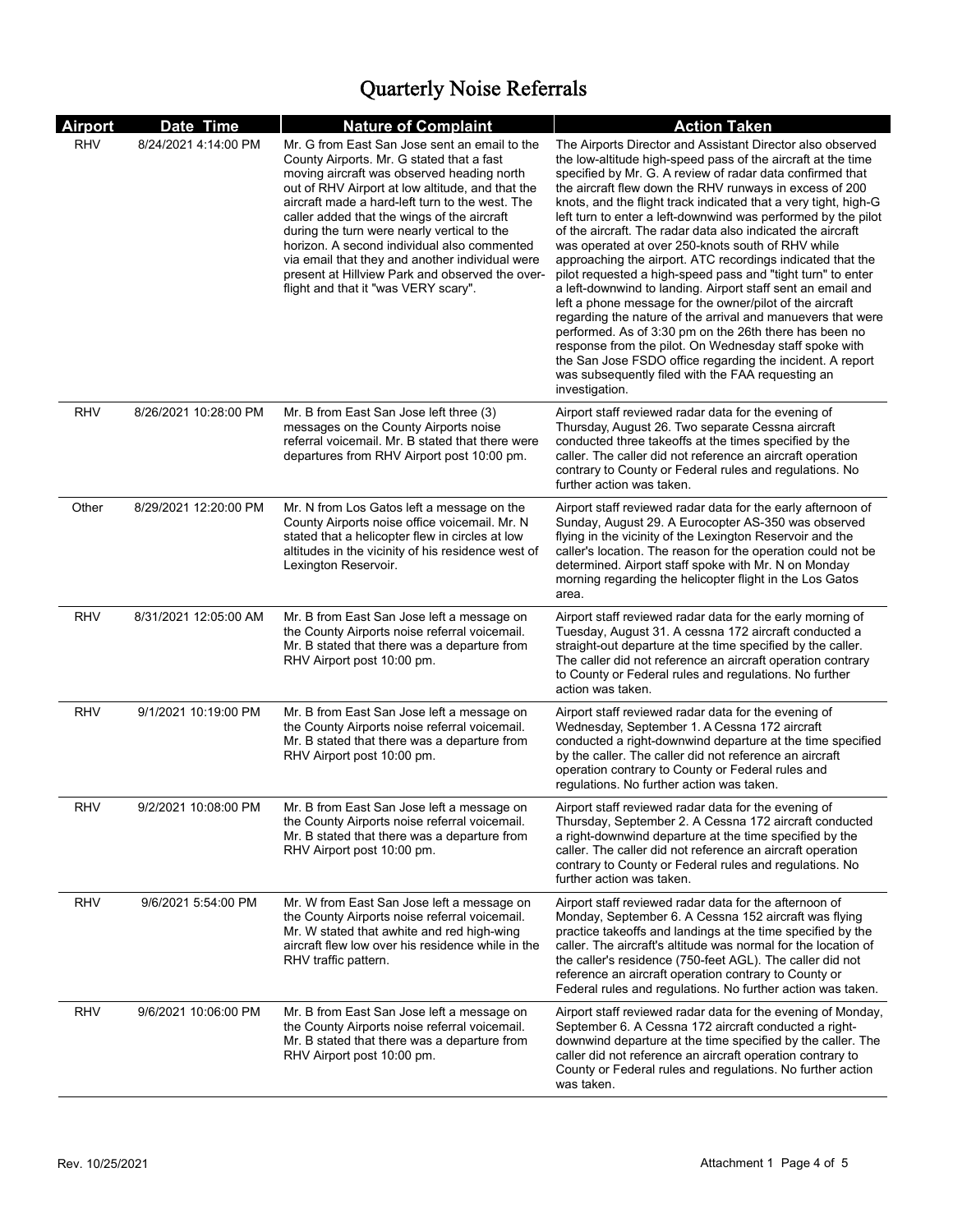# Quarterly Noise Referrals

| Airport | Date Time | Nature of Complaint | Action Taken |
|---|---|---|---|
| RHV | 8/24/2021 4:14:00 PM | Mr. G from East San Jose sent an email to the County Airports. Mr. G stated that a fast moving aircraft was observed heading north out of RHV Airport at low altitude, and that the aircraft made a hard-left turn to the west. The caller added that the wings of the aircraft during the turn were nearly vertical to the horizon. A second individual also commented via email that they and another individual were present at Hillview Park and observed the over-flight and that it "was VERY scary". | The Airports Director and Assistant Director also observed the low-altitude high-speed pass of the aircraft at the time specified by Mr. G. A review of radar data confirmed that the aircraft flew down the RHV runways in excess of 200 knots, and the flight track indicated that a very tight, high-G left turn to enter a left-downwind was performed by the pilot of the aircraft. The radar data also indicated the aircraft was operated at over 250-knots south of RHV while approaching the airport. ATC recordings indicated that the pilot requested a high-speed pass and "tight turn" to enter a left-downwind to landing. Airport staff sent an email and left a phone message for the owner/pilot of the aircraft regarding the nature of the arrival and manuevers that were performed. As of 3:30 pm on the 26th there has been no response from the pilot. On Wednesday staff spoke with the San Jose FSDO office regarding the incident. A report was subsequently filed with the FAA requesting an investigation. |
| RHV | 8/26/2021 10:28:00 PM | Mr. B from East San Jose left three (3) messages on the County Airports noise referral voicemail. Mr. B stated that there were departures from RHV Airport post 10:00 pm. | Airport staff reviewed radar data for the evening of Thursday, August 26. Two separate Cessna aircraft conducted three takeoffs at the times specified by the caller. The caller did not reference an aircraft operation contrary to County or Federal rules and regulations. No further action was taken. |
| Other | 8/29/2021 12:20:00 PM | Mr. N from Los Gatos left a message on the County Airports noise office voicemail. Mr. N stated that a helicopter flew in circles at low altitudes in the vicinity of his residence west of Lexington Reservoir. | Airport staff reviewed radar data for the early afternoon of Sunday, August 29. A Eurocopter AS-350 was observed flying in the vicinity of the Lexington Reservoir and the caller's location. The reason for the operation could not be determined. Airport staff spoke with Mr. N on Monday morning regarding the helicopter flight in the Los Gatos area. |
| RHV | 8/31/2021 12:05:00 AM | Mr. B from East San Jose left a message on the County Airports noise referral voicemail. Mr. B stated that there was a departure from RHV Airport post 10:00 pm. | Airport staff reviewed radar data for the early morning of Tuesday, August 31. A cessna 172 aircraft conducted a straight-out departure at the time specified by the caller. The caller did not reference an aircraft operation contrary to County or Federal rules and regulations. No further action was taken. |
| RHV | 9/1/2021 10:19:00 PM | Mr. B from East San Jose left a message on the County Airports noise referral voicemail. Mr. B stated that there was a departure from RHV Airport post 10:00 pm. | Airport staff reviewed radar data for the evening of Wednesday, September 1. A Cessna 172 aircraft conducted a right-downwind departure at the time specified by the caller. The caller did not reference an aircraft operation contrary to County or Federal rules and regulations. No further action was taken. |
| RHV | 9/2/2021 10:08:00 PM | Mr. B from East San Jose left a message on the County Airports noise referral voicemail. Mr. B stated that there was a departure from RHV Airport post 10:00 pm. | Airport staff reviewed radar data for the evening of Thursday, September 2. A Cessna 172 aircraft conducted a right-downwind departure at the time specified by the caller. The caller did not reference an aircraft operation contrary to County or Federal rules and regulations. No further action was taken. |
| RHV | 9/6/2021 5:54:00 PM | Mr. W from East San Jose left a message on the County Airports noise referral voicemail. Mr. W stated that awhite and red high-wing aircraft flew low over his residence while in the RHV traffic pattern. | Airport staff reviewed radar data for the afternoon of Monday, September 6. A Cessna 152 aircraft was flying practice takeoffs and landings at the time specified by the caller. The aircraft's altitude was normal for the location of the caller's residence (750-feet AGL). The caller did not reference an aircraft operation contrary to County or Federal rules and regulations. No further action was taken. |
| RHV | 9/6/2021 10:06:00 PM | Mr. B from East San Jose left a message on the County Airports noise referral voicemail. Mr. B stated that there was a departure from RHV Airport post 10:00 pm. | Airport staff reviewed radar data for the evening of Monday, September 6. A Cessna 172 aircraft conducted a right-downwind departure at the time specified by the caller. The caller did not reference an aircraft operation contrary to County or Federal rules and regulations. No further action was taken. |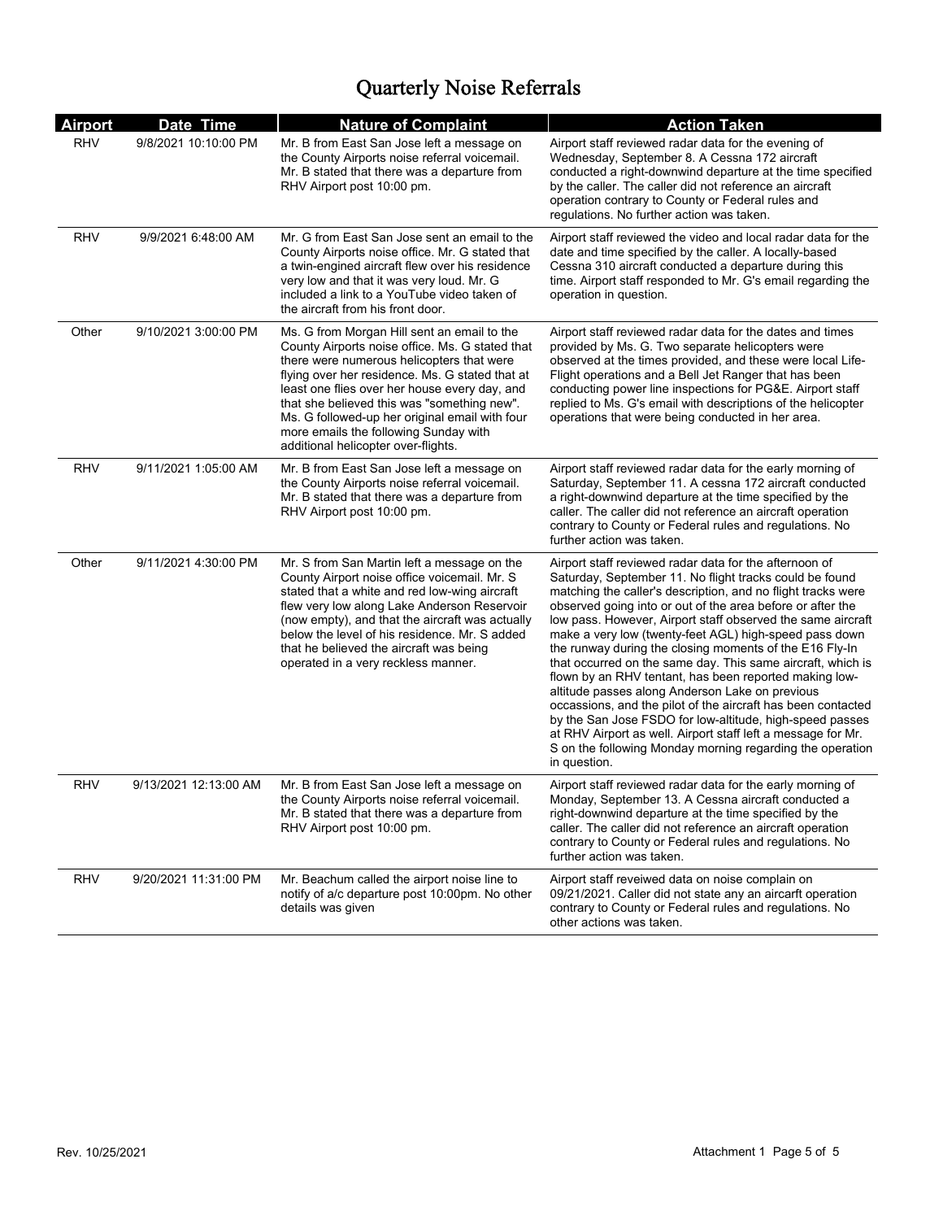# Quarterly Noise Referrals

| Airport | Date Time | Nature of Complaint | Action Taken |
| --- | --- | --- | --- |
| RHV | 9/8/2021 10:10:00 PM | Mr. B from East San Jose left a message on the County Airports noise referral voicemail. Mr. B stated that there was a departure from RHV Airport post 10:00 pm. | Airport staff reviewed radar data for the evening of Wednesday, September 8. A Cessna 172 aircraft conducted a right-downwind departure at the time specified by the caller. The caller did not reference an aircraft operation contrary to County or Federal rules and regulations. No further action was taken. |
| RHV | 9/9/2021 6:48:00 AM | Mr. G from East San Jose sent an email to the County Airports noise office. Mr. G stated that a twin-engined aircraft flew over his residence very low and that it was very loud. Mr. G included a link to a YouTube video taken of the aircraft from his front door. | Airport staff reviewed the video and local radar data for the date and time specified by the caller. A locally-based Cessna 310 aircraft conducted a departure during this time. Airport staff responded to Mr. G's email regarding the operation in question. |
| Other | 9/10/2021 3:00:00 PM | Ms. G from Morgan Hill sent an email to the County Airports noise office. Ms. G stated that there were numerous helicopters that were flying over her residence. Ms. G stated that at least one flies over her house every day, and that she believed this was "something new". Ms. G followed-up her original email with four more emails the following Sunday with additional helicopter over-flights. | Airport staff reviewed radar data for the dates and times provided by Ms. G. Two separate helicopters were observed at the times provided, and these were local Life-Flight operations and a Bell Jet Ranger that has been conducting power line inspections for PG&E. Airport staff replied to Ms. G's email with descriptions of the helicopter operations that were being conducted in her area. |
| RHV | 9/11/2021 1:05:00 AM | Mr. B from East San Jose left a message on the County Airports noise referral voicemail. Mr. B stated that there was a departure from RHV Airport post 10:00 pm. | Airport staff reviewed radar data for the early morning of Saturday, September 11. A cessna 172 aircraft conducted a right-downwind departure at the time specified by the caller. The caller did not reference an aircraft operation contrary to County or Federal rules and regulations. No further action was taken. |
| Other | 9/11/2021 4:30:00 PM | Mr. S from San Martin left a message on the County Airport noise office voicemail. Mr. S stated that a white and red low-wing aircraft flew very low along Lake Anderson Reservoir (now empty), and that the aircraft was actually below the level of his residence. Mr. S added that he believed the aircraft was being operated in a very reckless manner. | Airport staff reviewed radar data for the afternoon of Saturday, September 11. No flight tracks could be found matching the caller's description, and no flight tracks were observed going into or out of the area before or after the low pass. However, Airport staff observed the same aircraft make a very low (twenty-feet AGL) high-speed pass down the runway during the closing moments of the E16 Fly-In that occurred on the same day. This same aircraft, which is flown by an RHV tentant, has been reported making low-altitude passes along Anderson Lake on previous occassions, and the pilot of the aircraft has been contacted by the San Jose FSDO for low-altitude, high-speed passes at RHV Airport as well. Airport staff left a message for Mr. S on the following Monday morning regarding the operation in question. |
| RHV | 9/13/2021 12:13:00 AM | Mr. B from East San Jose left a message on the County Airports noise referral voicemail. Mr. B stated that there was a departure from RHV Airport post 10:00 pm. | Airport staff reviewed radar data for the early morning of Monday, September 13. A Cessna aircraft conducted a right-downwind departure at the time specified by the caller. The caller did not reference an aircraft operation contrary to County or Federal rules and regulations. No further action was taken. |
| RHV | 9/20/2021 11:31:00 PM | Mr. Beachum called the airport noise line to notify of a/c departure post 10:00pm. No other details was given | Airport staff reveiwed data on noise complain on 09/21/2021. Caller did not state any an aircarft operation contrary to County or Federal rules and regulations. No other actions was taken. |

Rev. 10/25/2021

Attachment 1